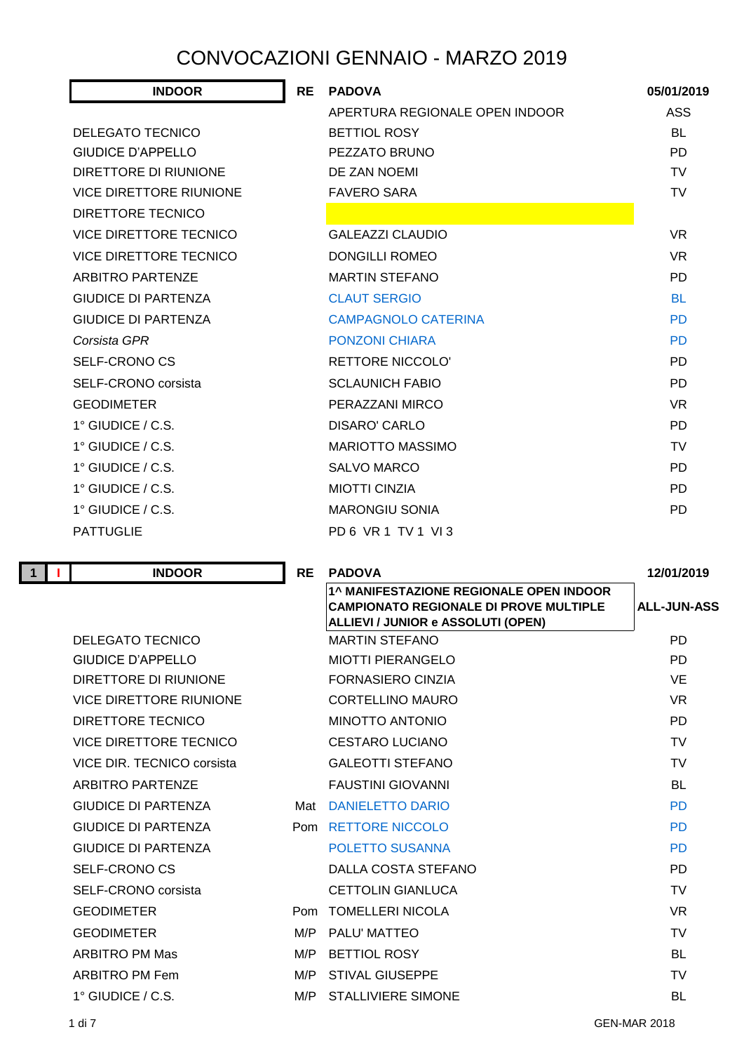# CONVOCAZIONI GENNAIO - MARZO 2019

| INDOOR | RE | PADOVA | 05/01/2019 |
|---|---|---|---|
| | | APERTURA REGIONALE OPEN INDOOR | ASS |
| DELEGATO TECNICO | | BETTIOL ROSY | BL |
| GIUDICE D'APPELLO | | PEZZATO BRUNO | PD |
| DIRETTORE DI RIUNIONE | | DE ZAN NOEMI | TV |
| VICE DIRETTORE RIUNIONE | | FAVERO SARA | TV |
| DIRETTORE TECNICO | | | |
| VICE DIRETTORE TECNICO | | GALEAZZI CLAUDIO | VR |
| VICE DIRETTORE TECNICO | | DONGILLI ROMEO | VR |
| ARBITRO PARTENZE | | MARTIN STEFANO | PD |
| GIUDICE DI PARTENZA | | CLAUT SERGIO | BL |
| GIUDICE DI PARTENZA | | CAMPAGNOLO CATERINA | PD |
| *Corsista GPR* | | PONZONI CHIARA | PD |
| SELF-CRONO CS | | RETTORE NICCOLO' | PD |
| SELF-CRONO corsista | | SCLAUNICH FABIO | PD |
| GEODIMETER | | PERAZZANI MIRCO | VR |
| 1° GIUDICE / C.S. | | DISARO' CARLO | PD |
| 1° GIUDICE / C.S. | | MARIOTTO MASSIMO | TV |
| 1° GIUDICE / C.S. | | SALVO MARCO | PD |
| 1° GIUDICE / C.S. | | MIOTTI CINZIA | PD |
| 1° GIUDICE / C.S. | | MARONGIU SONIA | PD |
| PATTUGLIE | | PD 6 VR 1 TV 1 VI 3 | |

| 1 I INDOOR | RE | PADOVA | 12/01/2019 |
|---|---|---|---|
| | | **1^ MANIFESTAZIONE REGIONALE OPEN INDOOR CAMPIONATO REGIONALE DI PROVE MULTIPLE ALLIEVI / JUNIOR e ASSOLUTI (OPEN)** | **ALL-JUN-ASS** |
| DELEGATO TECNICO | | MARTIN STEFANO | PD |
| GIUDICE D'APPELLO | | MIOTTI PIERANGELO | PD |
| DIRETTORE DI RIUNIONE | | FORNASIERO CINZIA | VE |
| VICE DIRETTORE RIUNIONE | | CORTELLINO MAURO | VR |
| DIRETTORE TECNICO | | MINOTTO ANTONIO | PD |
| VICE DIRETTORE TECNICO | | CESTARO LUCIANO | TV |
| VICE DIR. TECNICO corsista | | GALEOTTI STEFANO | TV |
| ARBITRO PARTENZE | | FAUSTINI GIOVANNI | BL |
| GIUDICE DI PARTENZA | Mat | DANIELETTO DARIO | PD |
| GIUDICE DI PARTENZA | Pom | RETTORE NICCOLO | PD |
| GIUDICE DI PARTENZA | | POLETTO SUSANNA | PD |
| SELF-CRONO CS | | DALLA COSTA STEFANO | PD |
| SELF-CRONO corsista | | CETTOLIN GIANLUCA | TV |
| GEODIMETER | Pom | TOMELLERI NICOLA | VR |
| GEODIMETER | M/P | PALU' MATTEO | TV |
| ARBITRO PM Mas | M/P | BETTIOL ROSY | BL |
| ARBITRO PM Fem | M/P | STIVAL GIUSEPPE | TV |
| 1° GIUDICE / C.S. | M/P | STALLIVIERE SIMONE | BL |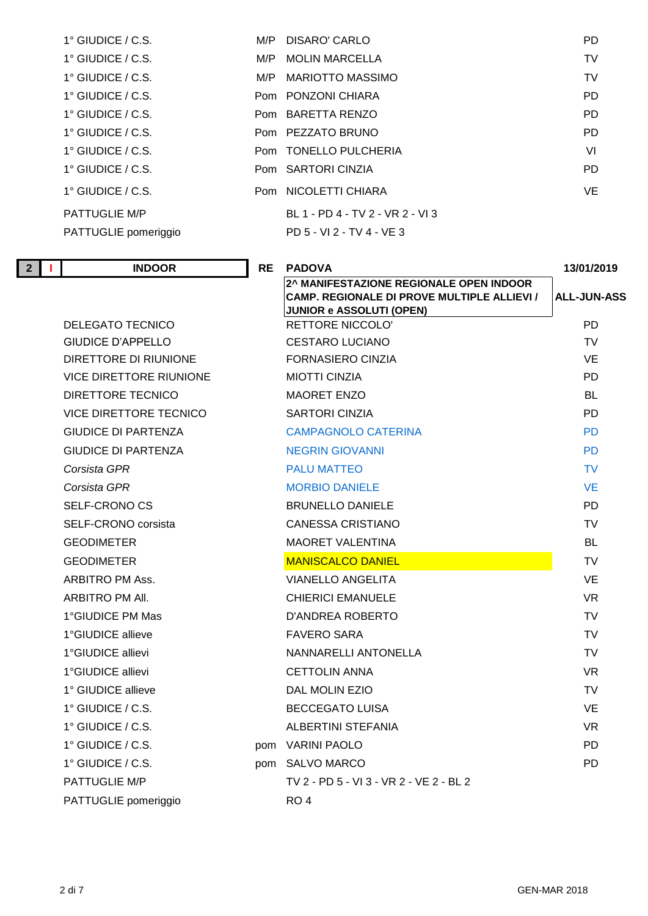| | | | |
|---|---|---|---|
| 1° GIUDICE / C.S. | M/P | DISARO' CARLO | PD |
| 1° GIUDICE / C.S. | M/P | MOLIN MARCELLA | TV |
| 1° GIUDICE / C.S. | M/P | MARIOTTO MASSIMO | TV |
| 1° GIUDICE / C.S. | Pom | PONZONI CHIARA | PD |
| 1° GIUDICE / C.S. | Pom | BARETTA RENZO | PD |
| 1° GIUDICE / C.S. | Pom | PEZZATO BRUNO | PD |
| 1° GIUDICE / C.S. | Pom | TONELLO PULCHERIA | VI |
| 1° GIUDICE / C.S. | Pom | SARTORI CINZIA | PD |
| 1° GIUDICE / C.S. | Pom | NICOLETTI CHIARA | VE |
| PATTUGLIE M/P | | BL 1 - PD 4 - TV 2 - VR 2 - VI 3 | |
| PATTUGLIE pomeriggio | | PD 5 - VI 2 - TV 4 - VE 3 | |

| 2 | I | INDOOR | RE | PADOVA | 13/01/2019 |
|---|---|---|---|---|---|
| | | | | **2^ MANIFESTAZIONE REGIONALE OPEN INDOOR CAMP. REGIONALE DI PROVE MULTIPLE ALLIEVI / JUNIOR e ASSOLUTI (OPEN)** | **ALL-JUN-ASS** |

| | | | |
|---|---|---|---|
| DELEGATO TECNICO | | RETTORE NICCOLO' | PD |
| GIUDICE D'APPELLO | | CESTARO LUCIANO | TV |
| DIRETTORE DI RIUNIONE | | FORNASIERO CINZIA | VE |
| VICE DIRETTORE RIUNIONE | | MIOTTI CINZIA | PD |
| DIRETTORE TECNICO | | MAORET ENZO | BL |
| VICE DIRETTORE TECNICO | | SARTORI CINZIA | PD |
| GIUDICE DI PARTENZA | | CAMPAGNOLO CATERINA | PD |
| GIUDICE DI PARTENZA | | NEGRIN GIOVANNI | PD |
| *Corsista GPR* | | PALU MATTEO | TV |
| *Corsista GPR* | | MORBIO DANIELE | VE |
| SELF-CRONO CS | | BRUNELLO DANIELE | PD |
| SELF-CRONO corsista | | CANESSA CRISTIANO | TV |
| GEODIMETER | | MAORET VALENTINA | BL |
| GEODIMETER | | MANISCALCO DANIEL | TV |
| ARBITRO PM Ass. | | VIANELLO ANGELITA | VE |
| ARBITRO PM All. | | CHIERICI EMANUELE | VR |
| 1°GIUDICE PM Mas | | D'ANDREA ROBERTO | TV |
| 1°GIUDICE allieve | | FAVERO SARA | TV |
| 1°GIUDICE allievi | | NANNARELLI ANTONELLA | TV |
| 1°GIUDICE allievi | | CETTOLIN ANNA | VR |
| 1° GIUDICE allieve | | DAL MOLIN EZIO | TV |
| 1° GIUDICE / C.S. | | BECCEGATO LUISA | VE |
| 1° GIUDICE / C.S. | | ALBERTINI STEFANIA | VR |
| 1° GIUDICE / C.S. | pom | VARINI PAOLO | PD |
| 1° GIUDICE / C.S. | pom | SALVO MARCO | PD |
| PATTUGLIE M/P | | TV 2 - PD 5 - VI 3 - VR 2 - VE 2 - BL 2 | |
| PATTUGLIE pomeriggio | | RO 4 | |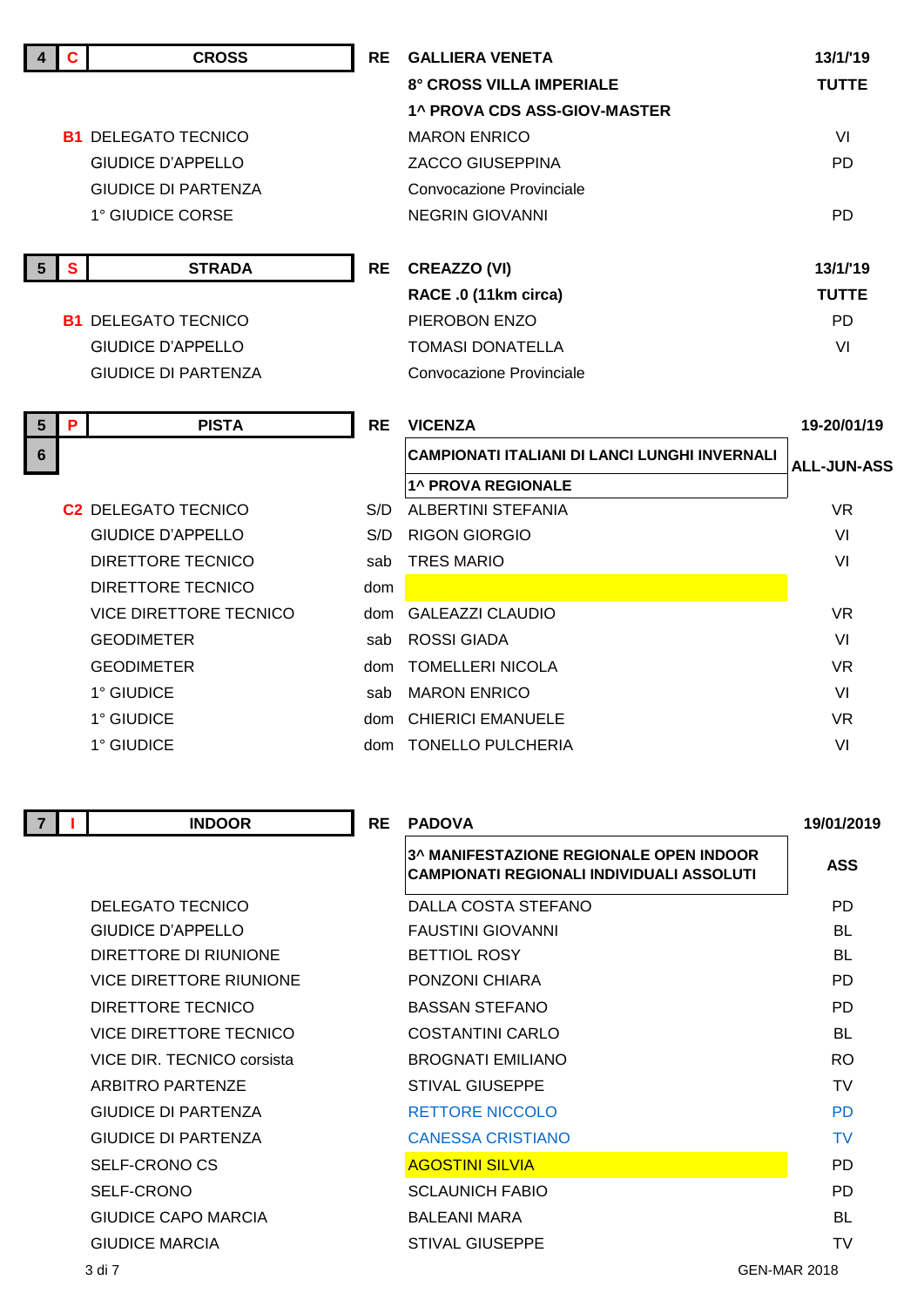| 4 | C | CROSS | RE | GALLIERA VENETA | 13/1/'19 |
|---|---|---|---|---|---|
| | | | | 8° CROSS VILLA IMPERIALE | TUTTE |
| | | | | 1^ PROVA CDS ASS-GIOV-MASTER | |
| | B1 | DELEGATO TECNICO | | MARON ENRICO | VI |
| | | GIUDICE D'APPELLO | | ZACCO GIUSEPPINA | PD |
| | | GIUDICE DI PARTENZA | | Convocazione Provinciale | |
| | | 1° GIUDICE CORSE | | NEGRIN GIOVANNI | PD |

| 5 | S | STRADA | RE | CREAZZO (VI) | 13/1/'19 |
|---|---|---|---|---|---|
| | | | | RACE .0 (11km circa) | TUTTE |
| | B1 | DELEGATO TECNICO | | PIEROBON ENZO | PD |
| | | GIUDICE D'APPELLO | | TOMASI DONATELLA | VI |
| | | GIUDICE DI PARTENZA | | Convocazione Provinciale | |

| 5 | P | PISTA | RE | VICENZA | 19-20/01/19 |
|---|---|---|---|---|---|
| 6 | | | | CAMPIONATI ITALIANI DI LANCI LUNGHI INVERNALI | ALL-JUN-ASS |
| | | | | 1^ PROVA REGIONALE | |
| | C2 | DELEGATO TECNICO | S/D | ALBERTINI STEFANIA | VR |
| | | GIUDICE D'APPELLO | S/D | RIGON GIORGIO | VI |
| | | DIRETTORE TECNICO | sab | TRES MARIO | VI |
| | | DIRETTORE TECNICO | dom | | |
| | | VICE DIRETTORE TECNICO | dom | GALEAZZI CLAUDIO | VR |
| | | GEODIMETER | sab | ROSSI GIADA | VI |
| | | GEODIMETER | dom | TOMELLERI NICOLA | VR |
| | | 1° GIUDICE | sab | MARON ENRICO | VI |
| | | 1° GIUDICE | dom | CHIERICI EMANUELE | VR |
| | | 1° GIUDICE | dom | TONELLO PULCHERIA | VI |

| 7 | I | INDOOR | RE | PADOVA | 19/01/2019 |
|---|---|---|---|---|---|
| | | | | 3^ MANIFESTAZIONE REGIONALE OPEN INDOOR CAMPIONATI REGIONALI INDIVIDUALI ASSOLUTI | ASS |
| | | DELEGATO TECNICO | | DALLA COSTA STEFANO | PD |
| | | GIUDICE D'APPELLO | | FAUSTINI GIOVANNI | BL |
| | | DIRETTORE DI RIUNIONE | | BETTIOL ROSY | BL |
| | | VICE DIRETTORE RIUNIONE | | PONZONI CHIARA | PD |
| | | DIRETTORE TECNICO | | BASSAN STEFANO | PD |
| | | VICE DIRETTORE TECNICO | | COSTANTINI CARLO | BL |
| | | VICE DIR. TECNICO corsista | | BROGNATI EMILIANO | RO |
| | | ARBITRO PARTENZE | | STIVAL GIUSEPPE | TV |
| | | GIUDICE DI PARTENZA | | RETTORE NICCOLO | PD |
| | | GIUDICE DI PARTENZA | | CANESSA CRISTIANO | TV |
| | | SELF-CRONO CS | | AGOSTINI SILVIA | PD |
| | | SELF-CRONO | | SCLAUNICH FABIO | PD |
| | | GIUDICE CAPO MARCIA | | BALEANI MARA | BL |
| | | GIUDICE MARCIA | | STIVAL GIUSEPPE | TV |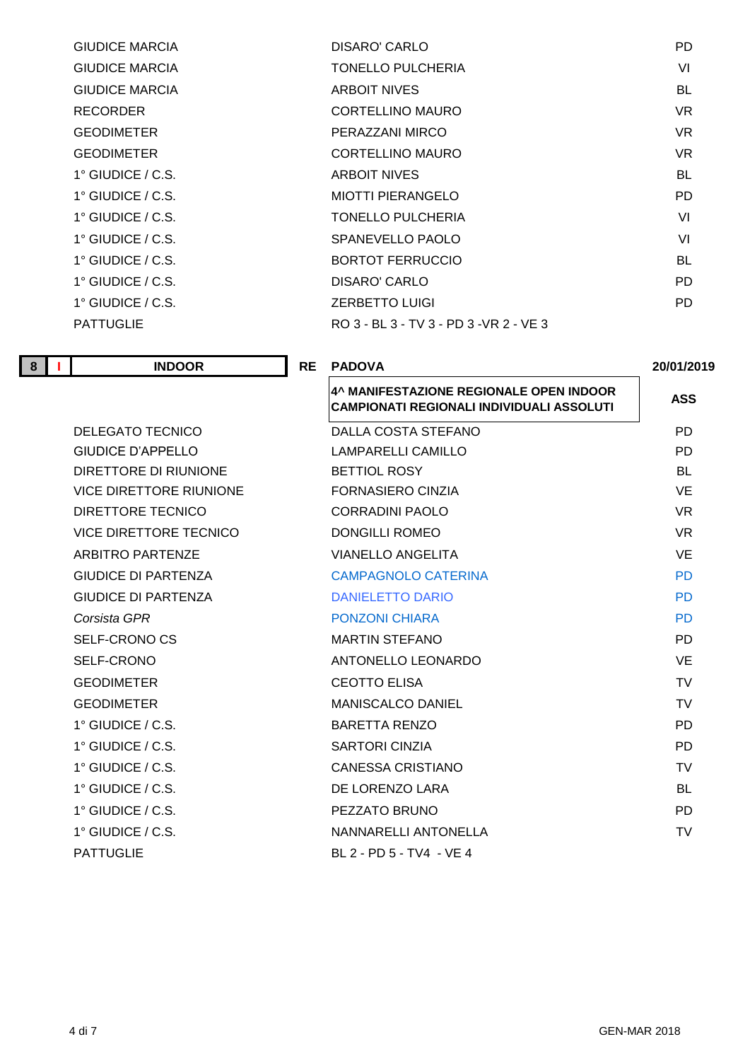| | | |
|---|---|---|
| GIUDICE MARCIA | DISARO' CARLO | PD |
| GIUDICE MARCIA | TONELLO PULCHERIA | VI |
| GIUDICE MARCIA | ARBOIT NIVES | BL |
| RECORDER | CORTELLINO MAURO | VR |
| GEODIMETER | PERAZZANI MIRCO | VR |
| GEODIMETER | CORTELLINO MAURO | VR |
| 1° GIUDICE / C.S. | ARBOIT NIVES | BL |
| 1° GIUDICE / C.S. | MIOTTI PIERANGELO | PD |
| 1° GIUDICE / C.S. | TONELLO PULCHERIA | VI |
| 1° GIUDICE / C.S. | SPANEVELLO PAOLO | VI |
| 1° GIUDICE / C.S. | BORTOT FERRUCCIO | BL |
| 1° GIUDICE / C.S. | DISARO' CARLO | PD |
| 1° GIUDICE / C.S. | ZERBETTO LUIGI | PD |
| PATTUGLIE | RO 3 - BL 3 - TV 3 - PD 3 -VR 2 - VE 3 | |

| 8 | I | INDOOR | RE | PADOVA | 20/01/2019 |
|---|---|---|---|---|---|
| | | | | **4^ MANIFESTAZIONE REGIONALE OPEN INDOOR CAMPIONATI REGIONALI INDIVIDUALI ASSOLUTI** | **ASS** |

| | | |
|---|---|---|
| DELEGATO TECNICO | DALLA COSTA STEFANO | PD |
| GIUDICE D'APPELLO | LAMPARELLI CAMILLO | PD |
| DIRETTORE DI RIUNIONE | BETTIOL ROSY | BL |
| VICE DIRETTORE RIUNIONE | FORNASIERO CINZIA | VE |
| DIRETTORE TECNICO | CORRADINI PAOLO | VR |
| VICE DIRETTORE TECNICO | DONGILLI ROMEO | VR |
| ARBITRO PARTENZE | VIANELLO ANGELITA | VE |
| GIUDICE DI PARTENZA | CAMPAGNOLO CATERINA | PD |
| GIUDICE DI PARTENZA | DANIELETTO DARIO | PD |
| *Corsista GPR* | PONZONI CHIARA | PD |
| SELF-CRONO CS | MARTIN STEFANO | PD |
| SELF-CRONO | ANTONELLO LEONARDO | VE |
| GEODIMETER | CEOTTO ELISA | TV |
| GEODIMETER | MANISCALCO DANIEL | TV |
| 1° GIUDICE / C.S. | BARETTA RENZO | PD |
| 1° GIUDICE / C.S. | SARTORI CINZIA | PD |
| 1° GIUDICE / C.S. | CANESSA CRISTIANO | TV |
| 1° GIUDICE / C.S. | DE LORENZO LARA | BL |
| 1° GIUDICE / C.S. | PEZZATO BRUNO | PD |
| 1° GIUDICE / C.S. | NANNARELLI ANTONELLA | TV |
| PATTUGLIE | BL 2 - PD 5 - TV4 - VE 4 | |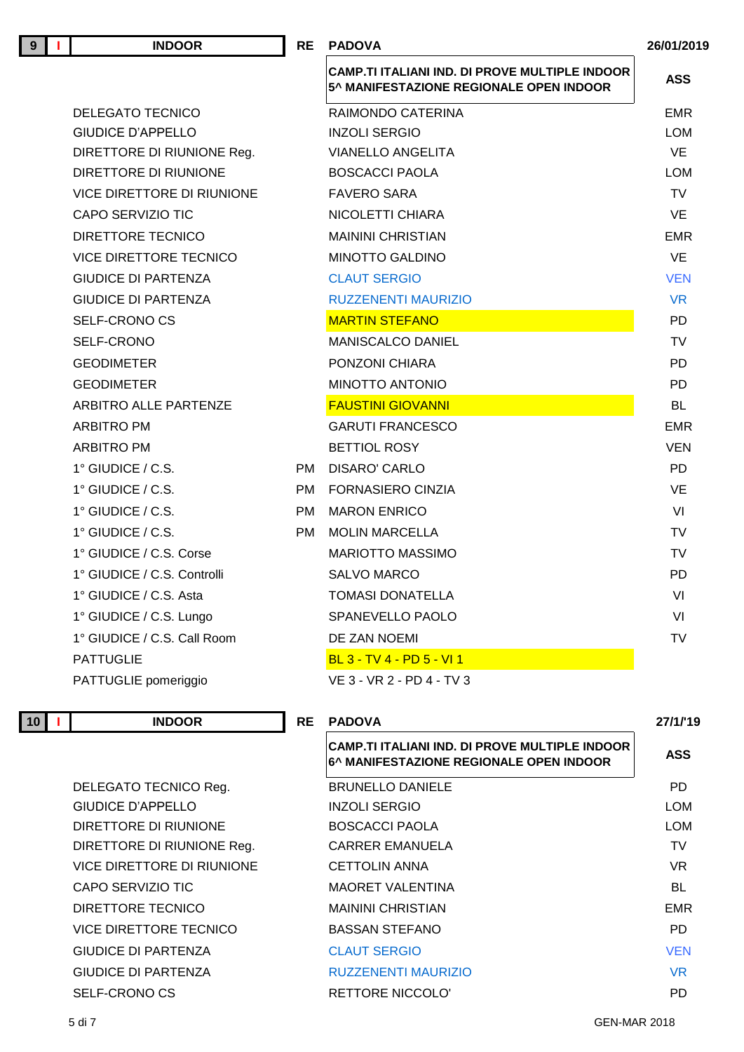| 9 | I | INDOOR | RE | PADOVA | 26/01/2019 |
|---|---|---|---|---|---|
| | | | | **CAMP.TI ITALIANI IND. DI PROVE MULTIPLE INDOOR 5^ MANIFESTAZIONE REGIONALE OPEN INDOOR** | **ASS** |
| | | DELEGATO TECNICO | | RAIMONDO CATERINA | EMR |
| | | GIUDICE D'APPELLO | | INZOLI SERGIO | LOM |
| | | DIRETTORE DI RIUNIONE Reg. | | VIANELLO ANGELITA | VE |
| | | DIRETTORE DI RIUNIONE | | BOSCACCI PAOLA | LOM |
| | | VICE DIRETTORE DI RIUNIONE | | FAVERO SARA | TV |
| | | CAPO SERVIZIO TIC | | NICOLETTI CHIARA | VE |
| | | DIRETTORE TECNICO | | MAININI CHRISTIAN | EMR |
| | | VICE DIRETTORE TECNICO | | MINOTTO GALDINO | VE |
| | | GIUDICE DI PARTENZA | | CLAUT SERGIO | VEN |
| | | GIUDICE DI PARTENZA | | RUZZENENTI MAURIZIO | VR |
| | | SELF-CRONO CS | | MARTIN STEFANO | PD |
| | | SELF-CRONO | | MANISCALCO DANIEL | TV |
| | | GEODIMETER | | PONZONI CHIARA | PD |
| | | GEODIMETER | | MINOTTO ANTONIO | PD |
| | | ARBITRO ALLE PARTENZE | | FAUSTINI GIOVANNI | BL |
| | | ARBITRO PM | | GARUTI FRANCESCO | EMR |
| | | ARBITRO PM | | BETTIOL ROSY | VEN |
| | | 1° GIUDICE / C.S. | PM | DISARO' CARLO | PD |
| | | 1° GIUDICE / C.S. | PM | FORNASIERO CINZIA | VE |
| | | 1° GIUDICE / C.S. | PM | MARON ENRICO | VI |
| | | 1° GIUDICE / C.S. | PM | MOLIN MARCELLA | TV |
| | | 1° GIUDICE / C.S. Corse | | MARIOTTO MASSIMO | TV |
| | | 1° GIUDICE / C.S. Controlli | | SALVO MARCO | PD |
| | | 1° GIUDICE / C.S. Asta | | TOMASI DONATELLA | VI |
| | | 1° GIUDICE / C.S. Lungo | | SPANEVELLO PAOLO | VI |
| | | 1° GIUDICE / C.S. Call Room | | DE ZAN NOEMI | TV |
| | | PATTUGLIE | | BL 3 - TV 4 - PD 5 - VI 1 | |
| | | PATTUGLIE pomeriggio | | VE 3 - VR 2 - PD 4 - TV 3 | |

| 10 | I | INDOOR | RE | PADOVA | 27/1/'19 |
|---|---|---|---|---|---|
| | | | | **CAMP.TI ITALIANI IND. DI PROVE MULTIPLE INDOOR 6^ MANIFESTAZIONE REGIONALE OPEN INDOOR** | **ASS** |
| | | DELEGATO TECNICO Reg. | | BRUNELLO DANIELE | PD |
| | | GIUDICE D'APPELLO | | INZOLI SERGIO | LOM |
| | | DIRETTORE DI RIUNIONE | | BOSCACCI PAOLA | LOM |
| | | DIRETTORE DI RIUNIONE Reg. | | CARRER EMANUELA | TV |
| | | VICE DIRETTORE DI RIUNIONE | | CETTOLIN ANNA | VR |
| | | CAPO SERVIZIO TIC | | MAORET VALENTINA | BL |
| | | DIRETTORE TECNICO | | MAININI CHRISTIAN | EMR |
| | | VICE DIRETTORE TECNICO | | BASSAN STEFANO | PD |
| | | GIUDICE DI PARTENZA | | CLAUT SERGIO | VEN |
| | | GIUDICE DI PARTENZA | | RUZZENENTI MAURIZIO | VR |
| | | SELF-CRONO CS | | RETTORE NICCOLO' | PD |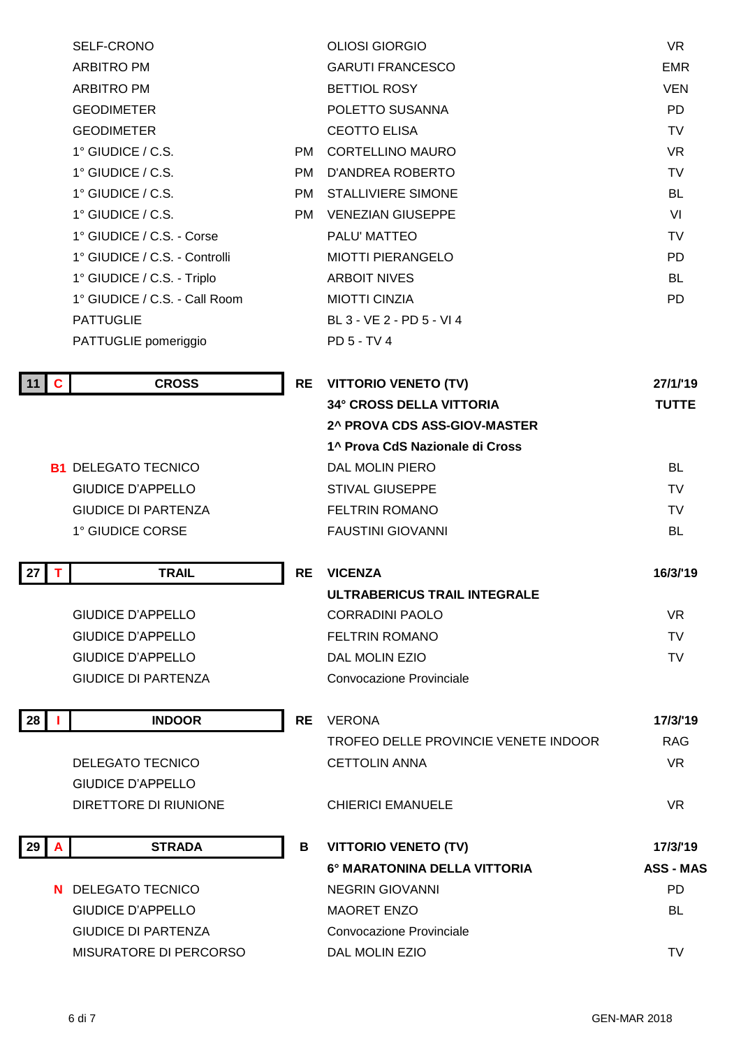| | | | | |
|---|---|---|---|---|
| | SELF-CRONO | | OLIOSI GIORGIO | VR |
| | ARBITRO PM | | GARUTI FRANCESCO | EMR |
| | ARBITRO PM | | BETTIOL ROSY | VEN |
| | GEODIMETER | | POLETTO SUSANNA | PD |
| | GEODIMETER | | CEOTTO ELISA | TV |
| | 1° GIUDICE / C.S. | PM | CORTELLINO MAURO | VR |
| | 1° GIUDICE / C.S. | PM | D'ANDREA ROBERTO | TV |
| | 1° GIUDICE / C.S. | PM | STALLIVIERE SIMONE | BL |
| | 1° GIUDICE / C.S. | PM | VENEZIAN GIUSEPPE | VI |
| | 1° GIUDICE / C.S. - Corse | | PALU' MATTEO | TV |
| | 1° GIUDICE / C.S. - Controlli | | MIOTTI PIERANGELO | PD |
| | 1° GIUDICE / C.S. - Triplo | | ARBOIT NIVES | BL |
| | 1° GIUDICE / C.S. - Call Room | | MIOTTI CINZIA | PD |
| | PATTUGLIE | | BL 3 - VE 2 - PD 5 - VI 4 | |
| | PATTUGLIE pomeriggio | | PD 5 - TV 4 | |

| | | | | |
|---|---|---|---|---|
| **11 C** | **CROSS** | **RE** | **VITTORIO VENETO (TV)** | **27/1/'19** |
| | | | **34° CROSS DELLA VITTORIA** | **TUTTE** |
| | | | **2^ PROVA CDS ASS-GIOV-MASTER** | |
| | | | **1^ Prova CdS Nazionale di Cross** | |
| **B1** | DELEGATO TECNICO | | DAL MOLIN PIERO | BL |
| | GIUDICE D'APPELLO | | STIVAL GIUSEPPE | TV |
| | GIUDICE DI PARTENZA | | FELTRIN ROMANO | TV |
| | 1° GIUDICE CORSE | | FAUSTINI GIOVANNI | BL |

| | | | | |
|---|---|---|---|---|
| **27 T** | **TRAIL** | **RE** | **VICENZA** | **16/3/'19** |
| | | | **ULTRABERICUS TRAIL INTEGRALE** | |
| | GIUDICE D'APPELLO | | CORRADINI PAOLO | VR |
| | GIUDICE D'APPELLO | | FELTRIN ROMANO | TV |
| | GIUDICE D'APPELLO | | DAL MOLIN EZIO | TV |
| | GIUDICE DI PARTENZA | | Convocazione Provinciale | |

| | | | | |
|---|---|---|---|---|
| **28 I** | **INDOOR** | **RE** | VERONA | **17/3/'19** |
| | | | TROFEO DELLE PROVINCIE VENETE INDOOR | RAG |
| | DELEGATO TECNICO | | CETTOLIN ANNA | VR |
| | GIUDICE D'APPELLO | | | |
| | DIRETTORE DI RIUNIONE | | CHIERICI EMANUELE | VR |

| | | | | |
|---|---|---|---|---|
| **29 A** | **STRADA** | **B** | **VITTORIO VENETO (TV)** | **17/3/'19** |
| | | | **6° MARATONINA DELLA VITTORIA** | **ASS - MAS** |
| **N** | DELEGATO TECNICO | | NEGRIN GIOVANNI | PD |
| | GIUDICE D'APPELLO | | MAORET ENZO | BL |
| | GIUDICE DI PARTENZA | | Convocazione Provinciale | |
| | MISURATORE DI PERCORSO | | DAL MOLIN EZIO | TV |

GEN-MAR 2018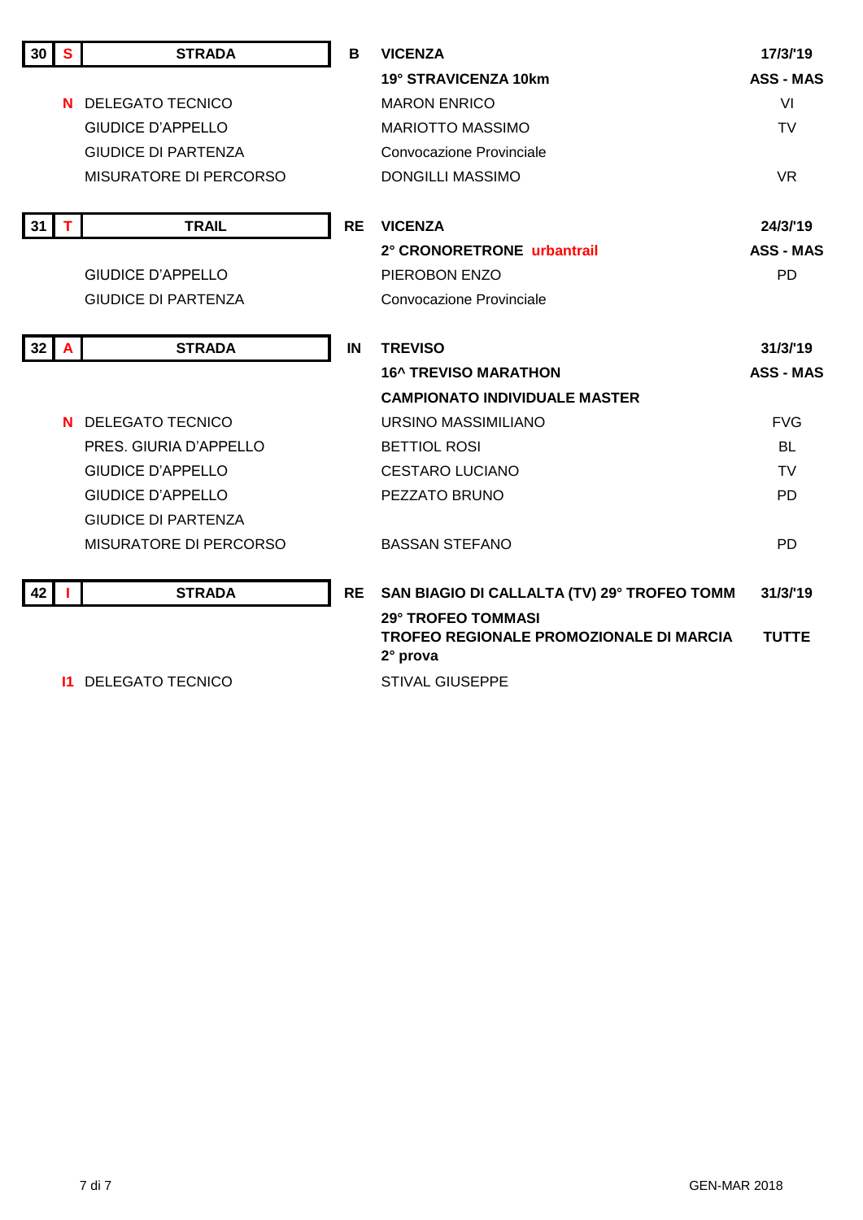| | | | | | |
|---|---|---|---|---|---|
| 30 | S | STRADA | B | VICENZA | 17/3/'19 |
| | | | | 19° STRAVICENZA 10km | ASS - MAS |
| | N | DELEGATO TECNICO | | MARON ENRICO | VI |
| | | GIUDICE D'APPELLO | | MARIOTTO MASSIMO | TV |
| | | GIUDICE DI PARTENZA | | Convocazione Provinciale | |
| | | MISURATORE DI PERCORSO | | DONGILLI MASSIMO | VR |
| 31 | T | TRAIL | RE | VICENZA | 24/3/'19 |
| | | | | 2° CRONORETRONE urbantrail | ASS - MAS |
| | | GIUDICE D'APPELLO | | PIEROBON ENZO | PD |
| | | GIUDICE DI PARTENZA | | Convocazione Provinciale | |
| 32 | A | STRADA | IN | TREVISO | 31/3/'19 |
| | | | | 16^ TREVISO MARATHON | ASS - MAS |
| | | | | CAMPIONATO INDIVIDUALE MASTER | |
| | N | DELEGATO TECNICO | | URSINO MASSIMILIANO | FVG |
| | | PRES. GIURIA D'APPELLO | | BETTIOL ROSI | BL |
| | | GIUDICE D'APPELLO | | CESTARO LUCIANO | TV |
| | | GIUDICE D'APPELLO | | PEZZATO BRUNO | PD |
| | | GIUDICE DI PARTENZA | | | |
| | | MISURATORE DI PERCORSO | | BASSAN STEFANO | PD |
| 42 | I | STRADA | RE | SAN BIAGIO DI CALLALTA (TV) 29° TROFEO TOMM | 31/3/'19 |
| | | | | 29° TROFEO TOMMASI<br>TROFEO REGIONALE PROMOZIONALE DI MARCIA<br>2° prova | TUTTE |
| | I1 | DELEGATO TECNICO | | STIVAL GIUSEPPE | |

GEN-MAR 2018